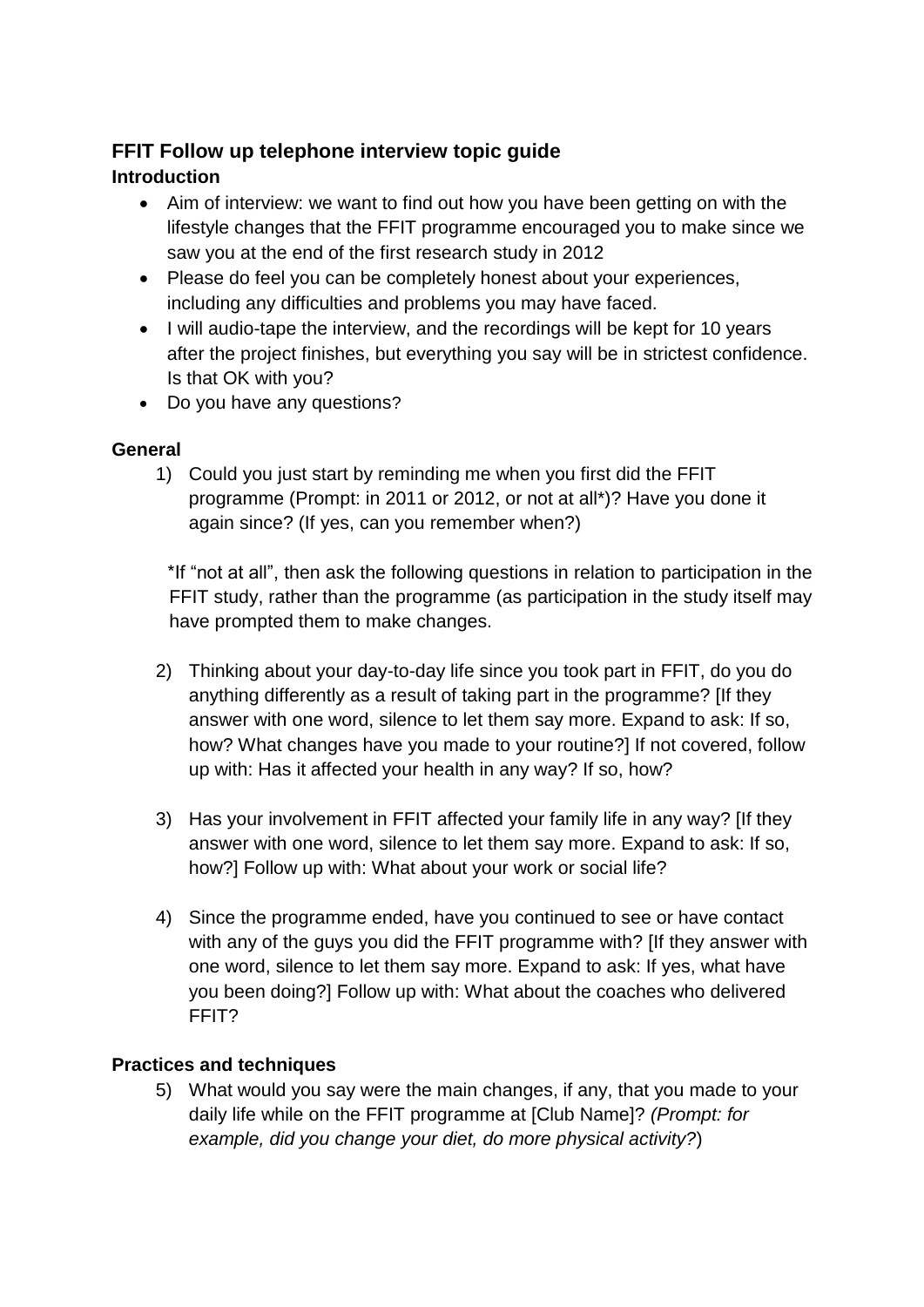### FFIT Follow up telephone interview topic guide

**Introduction**

- Aim of interview: we want to find out how you have been getting on with the lifestyle changes that the FFIT programme encouraged you to make since we saw you at the end of the first research study in 2012
- Please do feel you can be completely honest about your experiences, including any difficulties and problems you may have faced.
- I will audio-tape the interview, and the recordings will be kept for 10 years after the project finishes, but everything you say will be in strictest confidence. Is that OK with you?
- Do you have any questions?

**General**

1) Could you just start by reminding me when you first did the FFIT programme (Prompt: in 2011 or 2012, or not at all*)? Have you done it again since? (If yes, can you remember when?)

   *If "not at all", then ask the following questions in relation to participation in the FFIT study, rather than the programme (as participation in the study itself may have prompted them to make changes.

2) Thinking about your day-to-day life since you took part in FFIT, do you do anything differently as a result of taking part in the programme? [If they answer with one word, silence to let them say more. Expand to ask: If so, how? What changes have you made to your routine?] If not covered, follow up with: Has it affected your health in any way? If so, how?

3) Has your involvement in FFIT affected your family life in any way? [If they answer with one word, silence to let them say more. Expand to ask: If so, how?] Follow up with: What about your work or social life?

4) Since the programme ended, have you continued to see or have contact with any of the guys you did the FFIT programme with? [If they answer with one word, silence to let them say more. Expand to ask: If yes, what have you been doing?] Follow up with: What about the coaches who delivered FFIT?

**Practices and techniques**

5) What would you say were the main changes, if any, that you made to your daily life while on the FFIT programme at [Club Name]? *(Prompt: for example, did you change your diet, do more physical activity?)*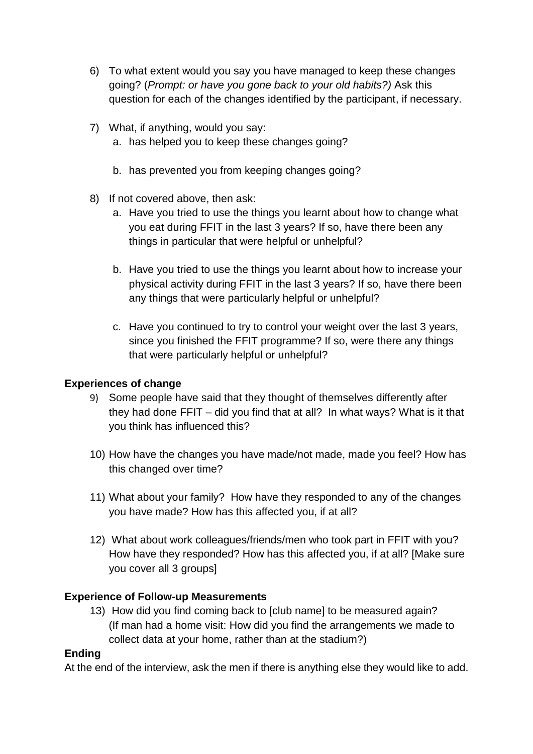6) To what extent would you say you have managed to keep these changes going? (*Prompt: or have you gone back to your old habits?)* Ask this question for each of the changes identified by the participant, if necessary.

7) What, if anything, would you say:
    a. has helped you to keep these changes going?

    b. has prevented you from keeping changes going?

8) If not covered above, then ask:
    a. Have you tried to use the things you learnt about how to change what you eat during FFIT in the last 3 years? If so, have there been any things in particular that were helpful or unhelpful?

    b. Have you tried to use the things you learnt about how to increase your physical activity during FFIT in the last 3 years? If so, have there been any things that were particularly helpful or unhelpful?

    c. Have you continued to try to control your weight over the last 3 years, since you finished the FFIT programme? If so, were there any things that were particularly helpful or unhelpful?

**Experiences of change**

9) Some people have said that they thought of themselves differently after they had done FFIT – did you find that at all? In what ways? What is it that you think has influenced this?

10) How have the changes you have made/not made, made you feel? How has this changed over time?

11) What about your family? How have they responded to any of the changes you have made? How has this affected you, if at all?

12) What about work colleagues/friends/men who took part in FFIT with you? How have they responded? How has this affected you, if at all? [Make sure you cover all 3 groups]

**Experience of Follow-up Measurements**

13) How did you find coming back to [club name] to be measured again? (If man had a home visit: How did you find the arrangements we made to collect data at your home, rather than at the stadium?)

**Ending**

At the end of the interview, ask the men if there is anything else they would like to add.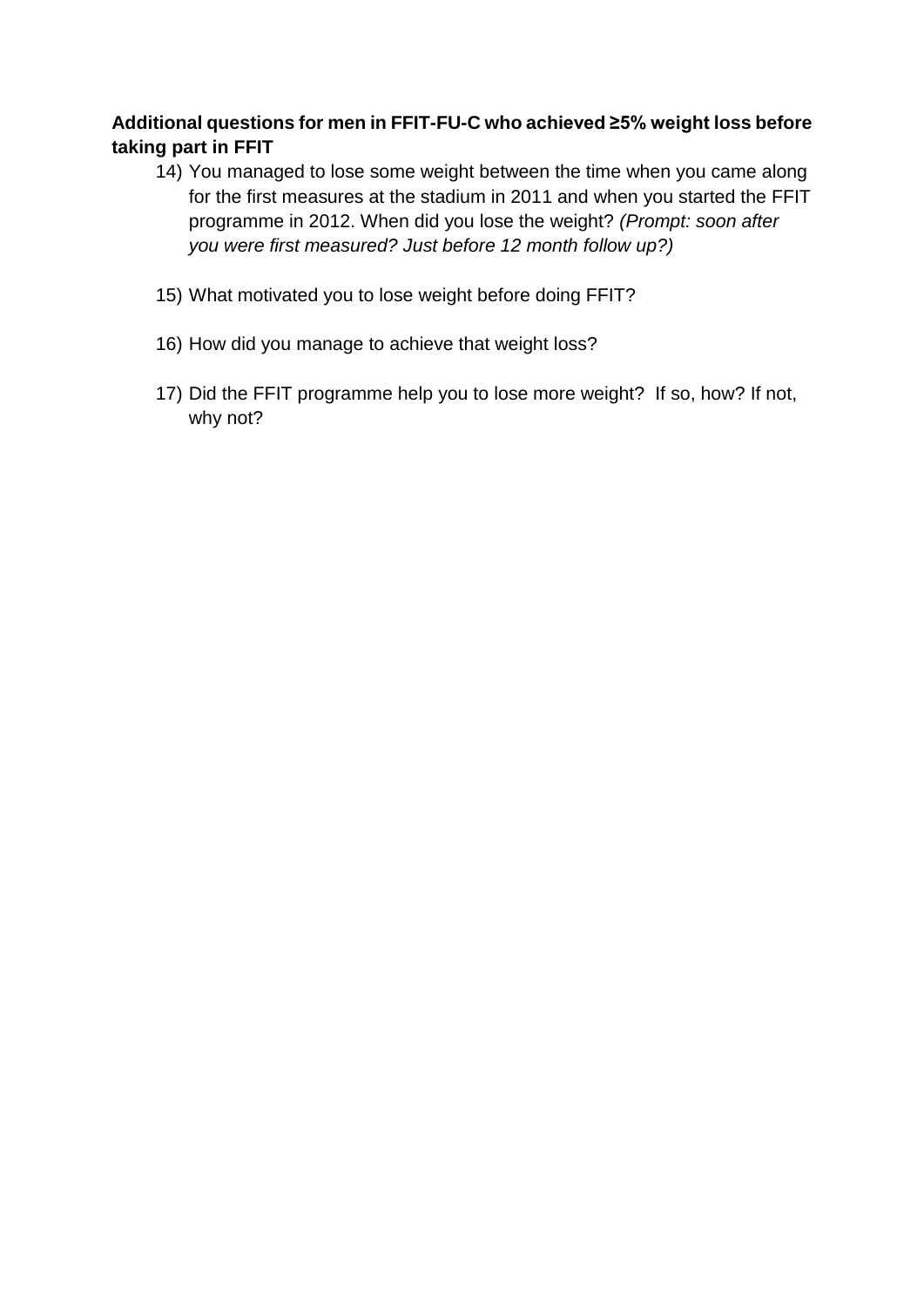**Additional questions for men in FFIT-FU-C who achieved ≥5% weight loss before taking part in FFIT**

14) You managed to lose some weight between the time when you came along for the first measures at the stadium in 2011 and when you started the FFIT programme in 2012. When did you lose the weight? *(Prompt: soon after you were first measured? Just before 12 month follow up?)*

15) What motivated you to lose weight before doing FFIT?

16) How did you manage to achieve that weight loss?

17) Did the FFIT programme help you to lose more weight? If so, how? If not, why not?